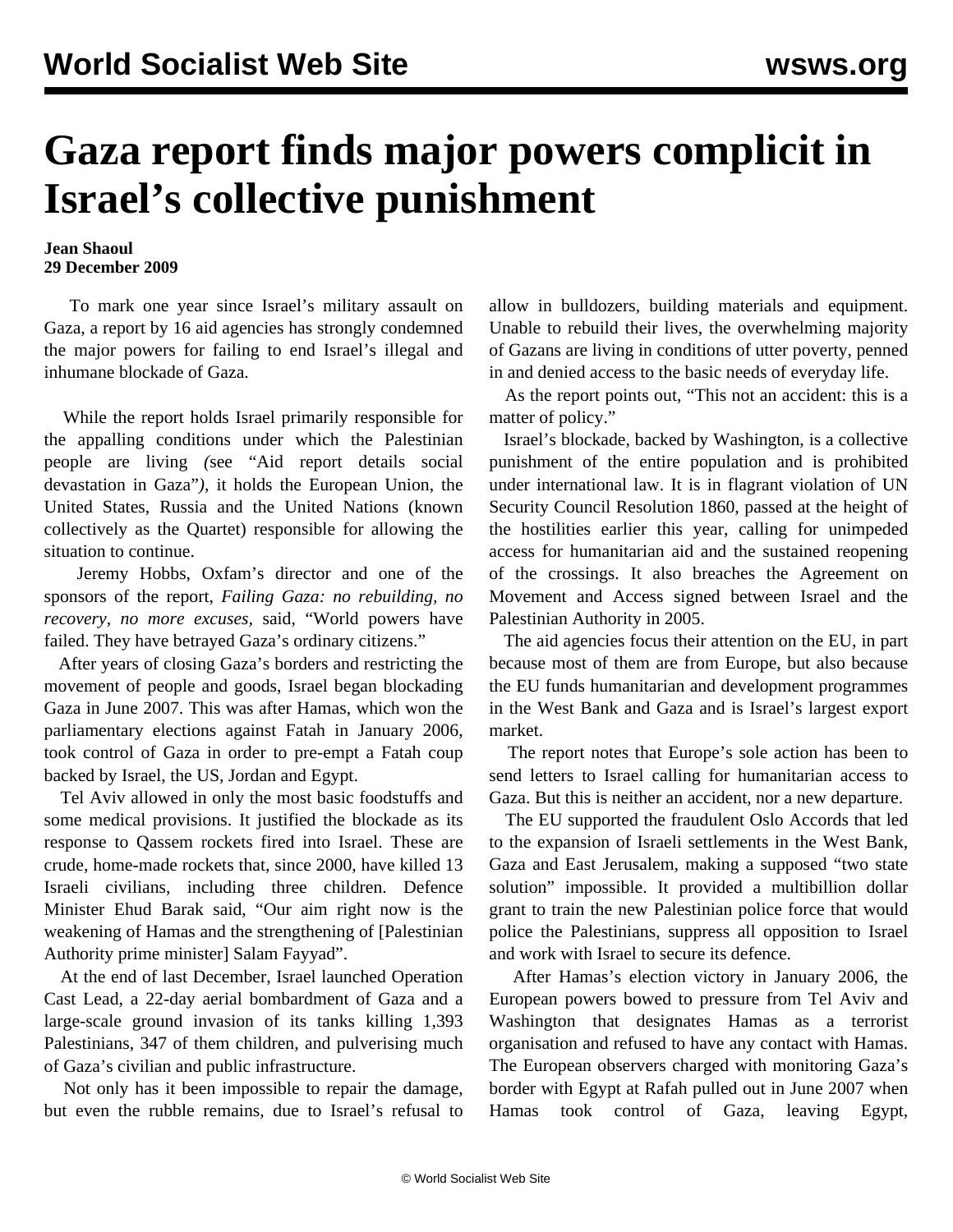# Gaza report finds major powers complicit in Israel's collective punishment

**Jean Shaoul**
**29 December 2009**

To mark one year since Israel's military assault on Gaza, a report by 16 aid agencies has strongly condemned the major powers for failing to end Israel's illegal and inhumane blockade of Gaza.

While the report holds Israel primarily responsible for the appalling conditions under which the Palestinian people are living *(*see "Aid report details social devastation in Gaza"*)*, it holds the European Union, the United States, Russia and the United Nations (known collectively as the Quartet) responsible for allowing the situation to continue.

Jeremy Hobbs, Oxfam's director and one of the sponsors of the report, *Failing Gaza: no rebuilding, no recovery, no more excuses*, said, "World powers have failed. They have betrayed Gaza's ordinary citizens."

After years of closing Gaza's borders and restricting the movement of people and goods, Israel began blockading Gaza in June 2007. This was after Hamas, which won the parliamentary elections against Fatah in January 2006, took control of Gaza in order to pre-empt a Fatah coup backed by Israel, the US, Jordan and Egypt.

Tel Aviv allowed in only the most basic foodstuffs and some medical provisions. It justified the blockade as its response to Qassem rockets fired into Israel. These are crude, home-made rockets that, since 2000, have killed 13 Israeli civilians, including three children. Defence Minister Ehud Barak said, "Our aim right now is the weakening of Hamas and the strengthening of [Palestinian Authority prime minister] Salam Fayyad".

At the end of last December, Israel launched Operation Cast Lead, a 22-day aerial bombardment of Gaza and a large-scale ground invasion of its tanks killing 1,393 Palestinians, 347 of them children, and pulverising much of Gaza's civilian and public infrastructure.

Not only has it been impossible to repair the damage, but even the rubble remains, due to Israel's refusal to allow in bulldozers, building materials and equipment. Unable to rebuild their lives, the overwhelming majority of Gazans are living in conditions of utter poverty, penned in and denied access to the basic needs of everyday life.

As the report points out, "This not an accident: this is a matter of policy."

Israel's blockade, backed by Washington, is a collective punishment of the entire population and is prohibited under international law. It is in flagrant violation of UN Security Council Resolution 1860, passed at the height of the hostilities earlier this year, calling for unimpeded access for humanitarian aid and the sustained reopening of the crossings. It also breaches the Agreement on Movement and Access signed between Israel and the Palestinian Authority in 2005.

The aid agencies focus their attention on the EU, in part because most of them are from Europe, but also because the EU funds humanitarian and development programmes in the West Bank and Gaza and is Israel's largest export market.

The report notes that Europe's sole action has been to send letters to Israel calling for humanitarian access to Gaza. But this is neither an accident, nor a new departure.

The EU supported the fraudulent Oslo Accords that led to the expansion of Israeli settlements in the West Bank, Gaza and East Jerusalem, making a supposed "two state solution" impossible. It provided a multibillion dollar grant to train the new Palestinian police force that would police the Palestinians, suppress all opposition to Israel and work with Israel to secure its defence.

After Hamas's election victory in January 2006, the European powers bowed to pressure from Tel Aviv and Washington that designates Hamas as a terrorist organisation and refused to have any contact with Hamas. The European observers charged with monitoring Gaza's border with Egypt at Rafah pulled out in June 2007 when Hamas took control of Gaza, leaving Egypt,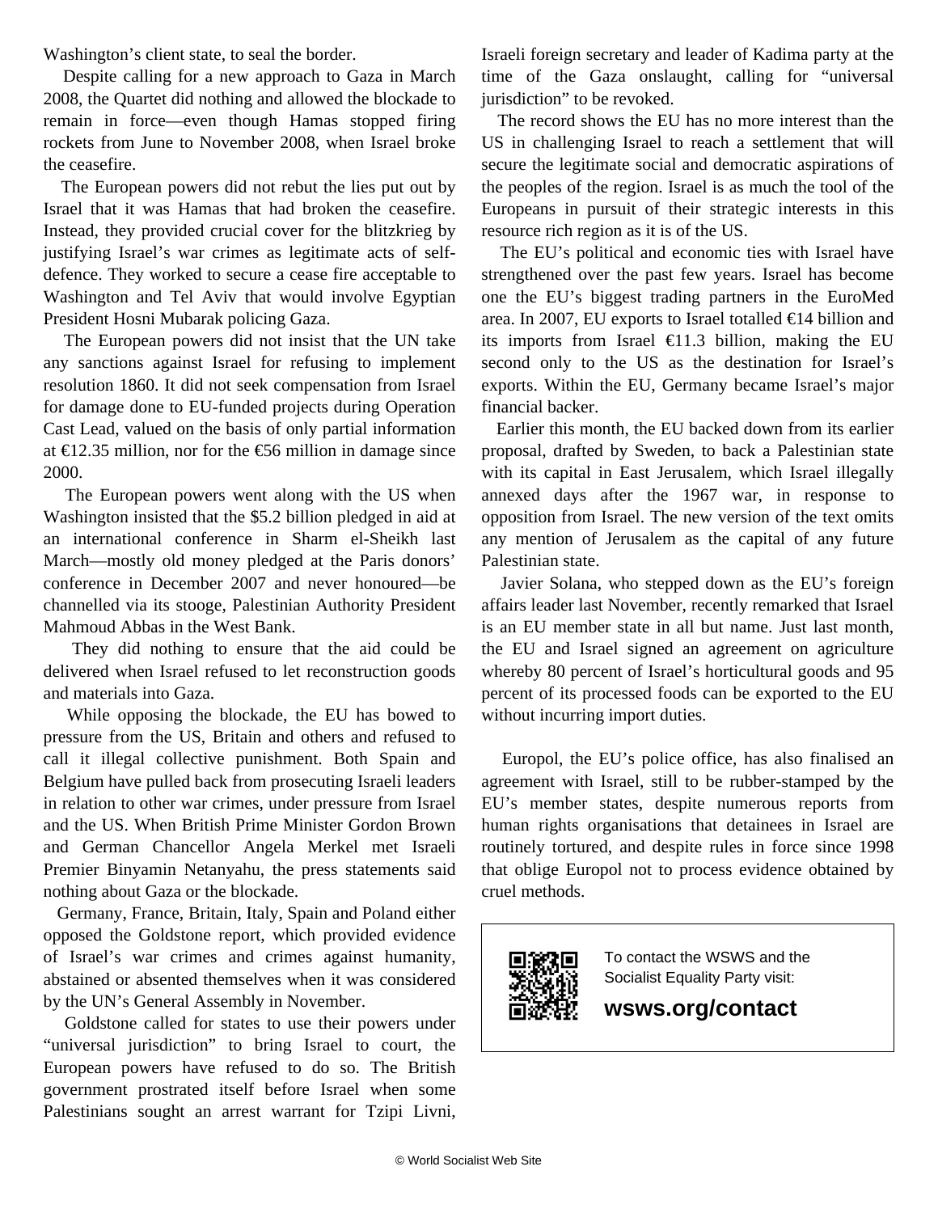Washington's client state, to seal the border.

Despite calling for a new approach to Gaza in March 2008, the Quartet did nothing and allowed the blockade to remain in force—even though Hamas stopped firing rockets from June to November 2008, when Israel broke the ceasefire.

The European powers did not rebut the lies put out by Israel that it was Hamas that had broken the ceasefire. Instead, they provided crucial cover for the blitzkrieg by justifying Israel's war crimes as legitimate acts of self-defence. They worked to secure a cease fire acceptable to Washington and Tel Aviv that would involve Egyptian President Hosni Mubarak policing Gaza.

The European powers did not insist that the UN take any sanctions against Israel for refusing to implement resolution 1860. It did not seek compensation from Israel for damage done to EU-funded projects during Operation Cast Lead, valued on the basis of only partial information at €12.35 million, nor for the €56 million in damage since 2000.

The European powers went along with the US when Washington insisted that the $5.2 billion pledged in aid at an international conference in Sharm el-Sheikh last March—mostly old money pledged at the Paris donors' conference in December 2007 and never honoured—be channelled via its stooge, Palestinian Authority President Mahmoud Abbas in the West Bank.

They did nothing to ensure that the aid could be delivered when Israel refused to let reconstruction goods and materials into Gaza.

While opposing the blockade, the EU has bowed to pressure from the US, Britain and others and refused to call it illegal collective punishment. Both Spain and Belgium have pulled back from prosecuting Israeli leaders in relation to other war crimes, under pressure from Israel and the US. When British Prime Minister Gordon Brown and German Chancellor Angela Merkel met Israeli Premier Binyamin Netanyahu, the press statements said nothing about Gaza or the blockade.

Germany, France, Britain, Italy, Spain and Poland either opposed the Goldstone report, which provided evidence of Israel's war crimes and crimes against humanity, abstained or absented themselves when it was considered by the UN's General Assembly in November.

Goldstone called for states to use their powers under "universal jurisdiction" to bring Israel to court, the European powers have refused to do so. The British government prostrated itself before Israel when some Palestinians sought an arrest warrant for Tzipi Livni, Israeli foreign secretary and leader of Kadima party at the time of the Gaza onslaught, calling for "universal jurisdiction" to be revoked.

The record shows the EU has no more interest than the US in challenging Israel to reach a settlement that will secure the legitimate social and democratic aspirations of the peoples of the region. Israel is as much the tool of the Europeans in pursuit of their strategic interests in this resource rich region as it is of the US.

The EU's political and economic ties with Israel have strengthened over the past few years. Israel has become one the EU's biggest trading partners in the EuroMed area. In 2007, EU exports to Israel totalled €14 billion and its imports from Israel €11.3 billion, making the EU second only to the US as the destination for Israel's exports. Within the EU, Germany became Israel's major financial backer.

Earlier this month, the EU backed down from its earlier proposal, drafted by Sweden, to back a Palestinian state with its capital in East Jerusalem, which Israel illegally annexed days after the 1967 war, in response to opposition from Israel. The new version of the text omits any mention of Jerusalem as the capital of any future Palestinian state.

Javier Solana, who stepped down as the EU's foreign affairs leader last November, recently remarked that Israel is an EU member state in all but name. Just last month, the EU and Israel signed an agreement on agriculture whereby 80 percent of Israel's horticultural goods and 95 percent of its processed foods can be exported to the EU without incurring import duties.

Europol, the EU's police office, has also finalised an agreement with Israel, still to be rubber-stamped by the EU's member states, despite numerous reports from human rights organisations that detainees in Israel are routinely tortured, and despite rules in force since 1998 that oblige Europol not to process evidence obtained by cruel methods.

To contact the WSWS and the Socialist Equality Party visit:

**wsws.org/contact**